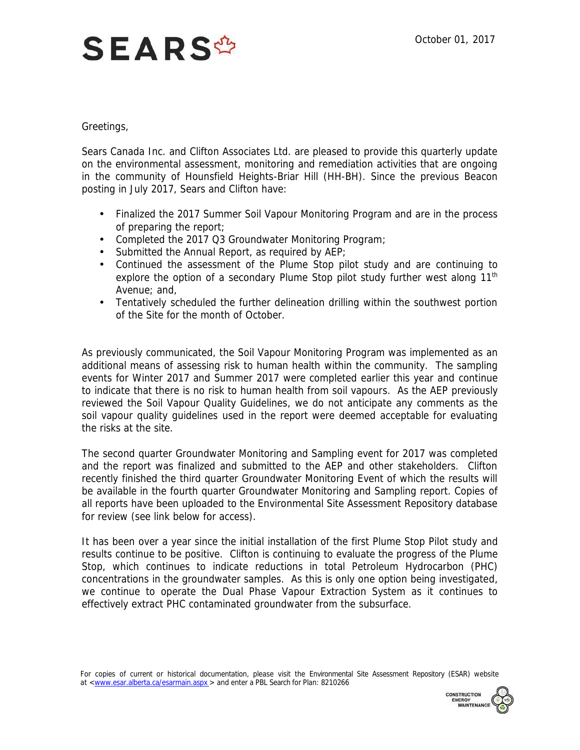# SEARS

October 01, 2017

Greetings,

Sears Canada Inc. and Clifton Associates Ltd. are pleased to provide this quarterly update on the environmental assessment, monitoring and remediation activities that are ongoing in the community of Hounsfield Heights-Briar Hill (HH-BH). Since the previous Beacon posting in July 2017, Sears and Clifton have:

- Finalized the 2017 Summer Soil Vapour Monitoring Program and are in the process of preparing the report;
- Completed the 2017 Q3 Groundwater Monitoring Program;
- Submitted the Annual Report, as required by AEP;
- Continued the assessment of the Plume Stop pilot study and are continuing to explore the option of a secondary Plume Stop pilot study further west along 11th Avenue; and,
- Tentatively scheduled the further delineation drilling within the southwest portion of the Site for the month of October.

As previously communicated, the Soil Vapour Monitoring Program was implemented as an additional means of assessing risk to human health within the community. The sampling events for Winter 2017 and Summer 2017 were completed earlier this year and continue to indicate that there is no risk to human health from soil vapours. As the AEP previously reviewed the Soil Vapour Quality Guidelines, we do not anticipate any comments as the soil vapour quality guidelines used in the report were deemed acceptable for evaluating the risks at the site.

The second quarter Groundwater Monitoring and Sampling event for 2017 was completed and the report was finalized and submitted to the AEP and other stakeholders. Clifton recently finished the third quarter Groundwater Monitoring Event of which the results will be available in the fourth quarter Groundwater Monitoring and Sampling report. Copies of all reports have been uploaded to the Environmental Site Assessment Repository database for review (see link below for access).

It has been over a year since the initial installation of the first Plume Stop Pilot study and results continue to be positive. Clifton is continuing to evaluate the progress of the Plume Stop, which continues to indicate reductions in total Petroleum Hydrocarbon (PHC) concentrations in the groundwater samples. As this is only one option being investigated, we continue to operate the Dual Phase Vapour Extraction System as it continues to effectively extract PHC contaminated groundwater from the subsurface.

For copies of current or historical documentation, please visit the Environmental Site Assessment Repository (ESAR) website at <www.esar.alberta.ca/esarmain.aspx > and enter a PBL Search for Plan: 8210266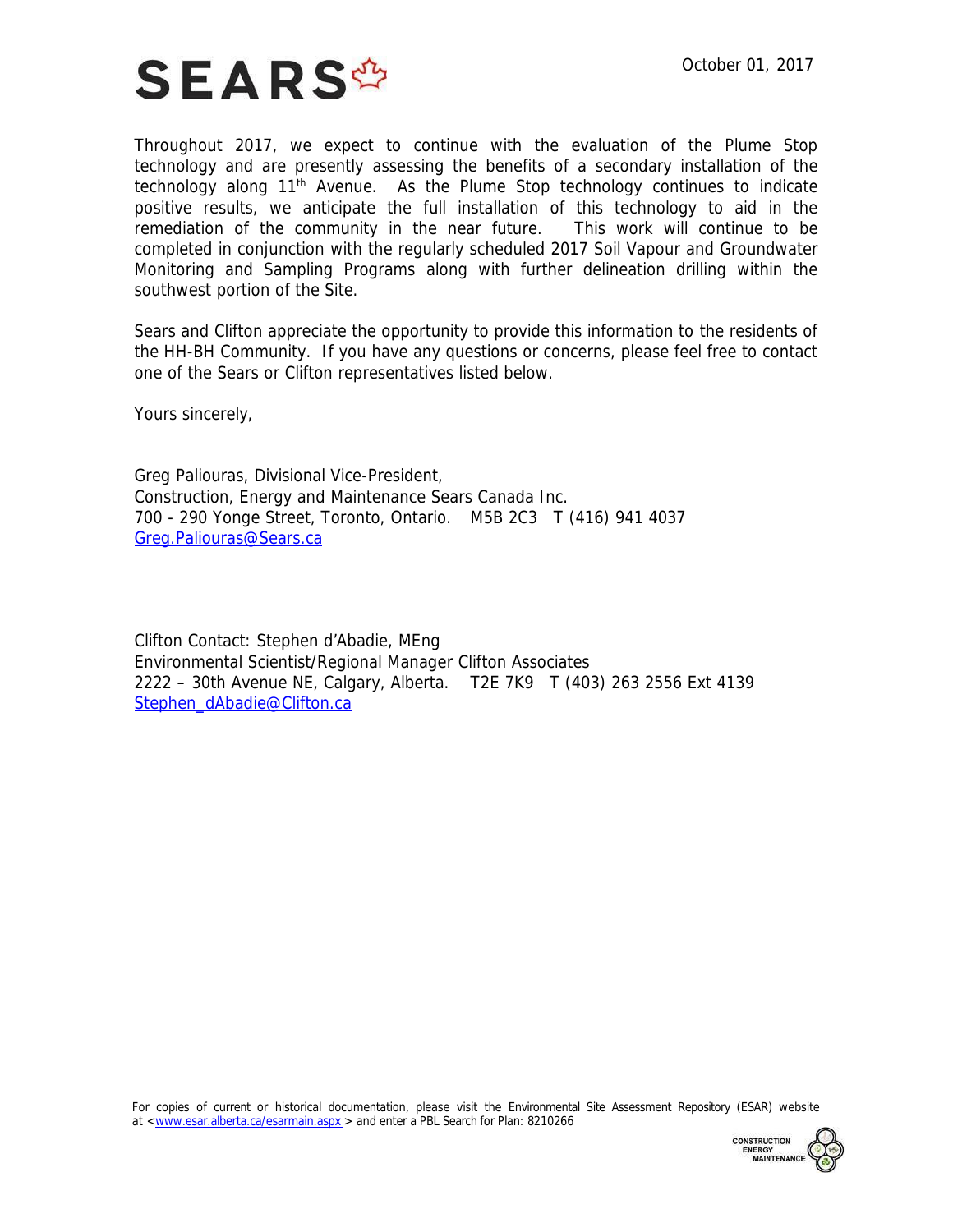October 01, 2017

Throughout 2017, we expect to continue with the evaluation of the Plume Stop technology and are presently assessing the benefits of a secondary installation of the technology along 11th Avenue. As the Plume Stop technology continues to indicate positive results, we anticipate the full installation of this technology to aid in the remediation of the community in the near future. This work will continue to be completed in conjunction with the regularly scheduled 2017 Soil Vapour and Groundwater Monitoring and Sampling Programs along with further delineation drilling within the southwest portion of the Site.

Sears and Clifton appreciate the opportunity to provide this information to the residents of the HH-BH Community. If you have any questions or concerns, please feel free to contact one of the Sears or Clifton representatives listed below.

Yours sincerely,

Greg Paliouras, Divisional Vice-President,
Construction, Energy and Maintenance Sears Canada Inc.
700 - 290 Yonge Street, Toronto, Ontario. M5B 2C3 T (416) 941 4037
Greg.Paliouras@Sears.ca

Clifton Contact: Stephen d'Abadie, MEng
Environmental Scientist/Regional Manager Clifton Associates
2222 – 30th Avenue NE, Calgary, Alberta. T2E 7K9 T (403) 263 2556 Ext 4139
Stephen_dAbadie@Clifton.ca

For copies of current or historical documentation, please visit the Environmental Site Assessment Repository (ESAR) website at <www.esar.alberta.ca/esarmain.aspx > and enter a PBL Search for Plan: 8210266